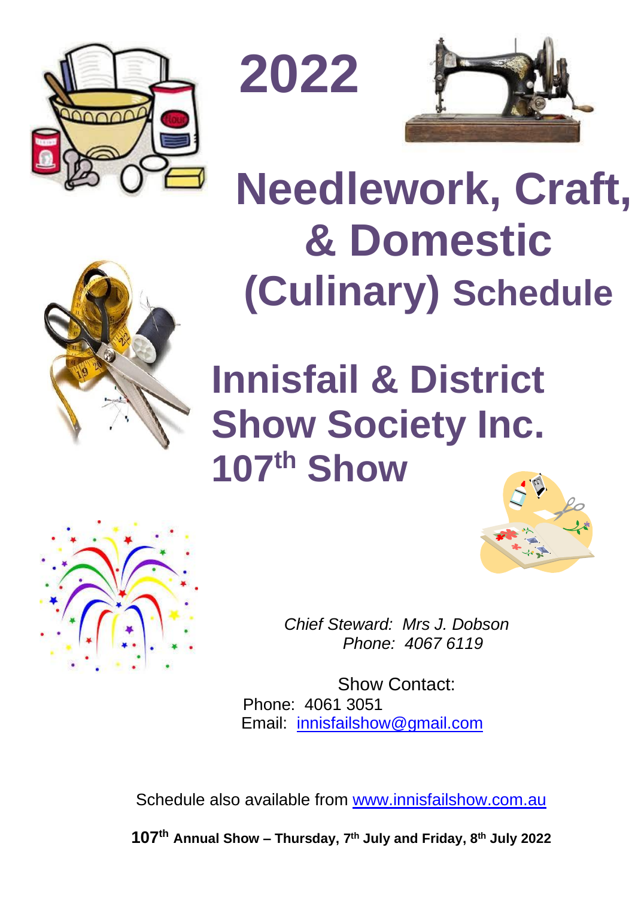# 2022

# Needlework, Craft, & Domestic (Culinary) Schedule

# Innisfail & District Show Society Inc. 107th Show

*Chief Steward: Mrs J. Dobson*
*Phone: 4067 6119*

Show Contact:
Phone: 4061 3051
Email: innisfailshow@gmail.com

Schedule also available from www.innisfailshow.com.au

**107th Annual Show – Thursday, 7th July and Friday, 8th July 2022**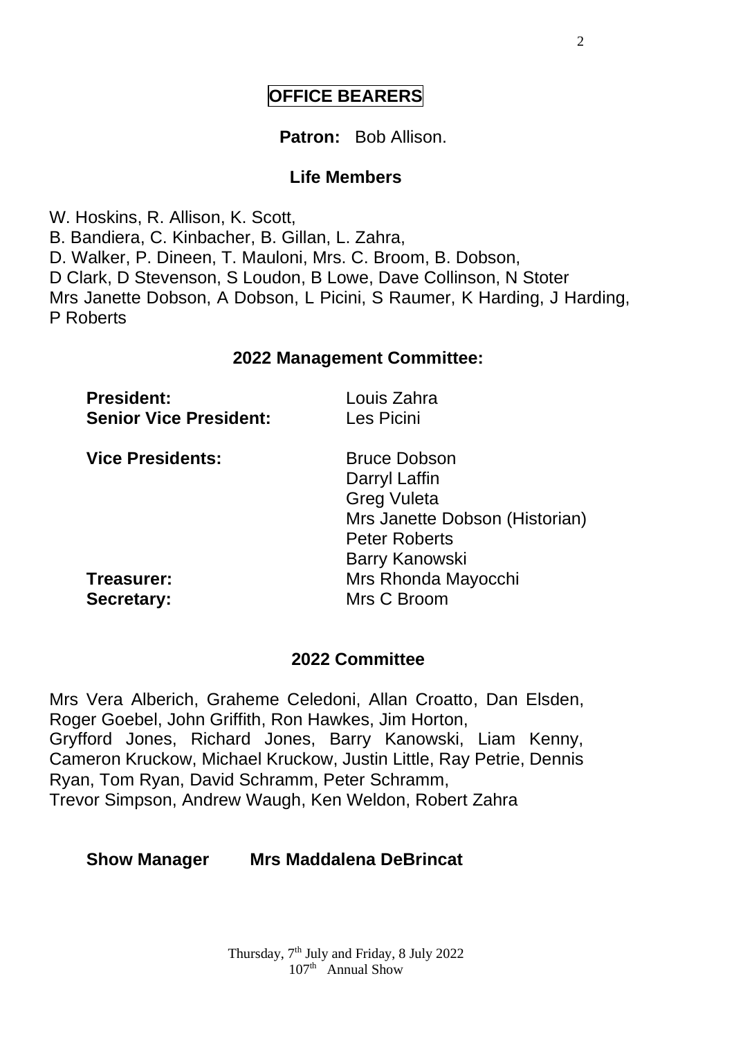# OFFICE BEARERS

**Patron:** Bob Allison.

## Life Members

W. Hoskins, R. Allison, K. Scott,
B. Bandiera, C. Kinbacher, B. Gillan, L. Zahra,
D. Walker, P. Dineen, T. Mauloni, Mrs. C. Broom, B. Dobson,
D Clark, D Stevenson, S Loudon, B Lowe, Dave Collinson, N Stoter
Mrs Janette Dobson, A Dobson, L Picini, S Raumer, K Harding, J Harding,
P Roberts

## 2022 Management Committee:

| | |
|---|---|
| **President:** | Louis Zahra |
| **Senior Vice President:** | Les Picini |
| **Vice Presidents:** | Bruce Dobson |
| | Darryl Laffin |
| | Greg Vuleta |
| | Mrs Janette Dobson (Historian) |
| | Peter Roberts |
| | Barry Kanowski |
| **Treasurer:** | Mrs Rhonda Mayocchi |
| **Secretary:** | Mrs C Broom |

## 2022 Committee

Mrs Vera Alberich, Graheme Celedoni, Allan Croatto, Dan Elsden, Roger Goebel, John Griffith, Ron Hawkes, Jim Horton, Gryfford Jones, Richard Jones, Barry Kanowski, Liam Kenny, Cameron Kruckow, Michael Kruckow, Justin Little, Ray Petrie, Dennis Ryan, Tom Ryan, David Schramm, Peter Schramm, Trevor Simpson, Andrew Waugh, Ken Weldon, Robert Zahra

**Show Manager Mrs Maddalena DeBrincat**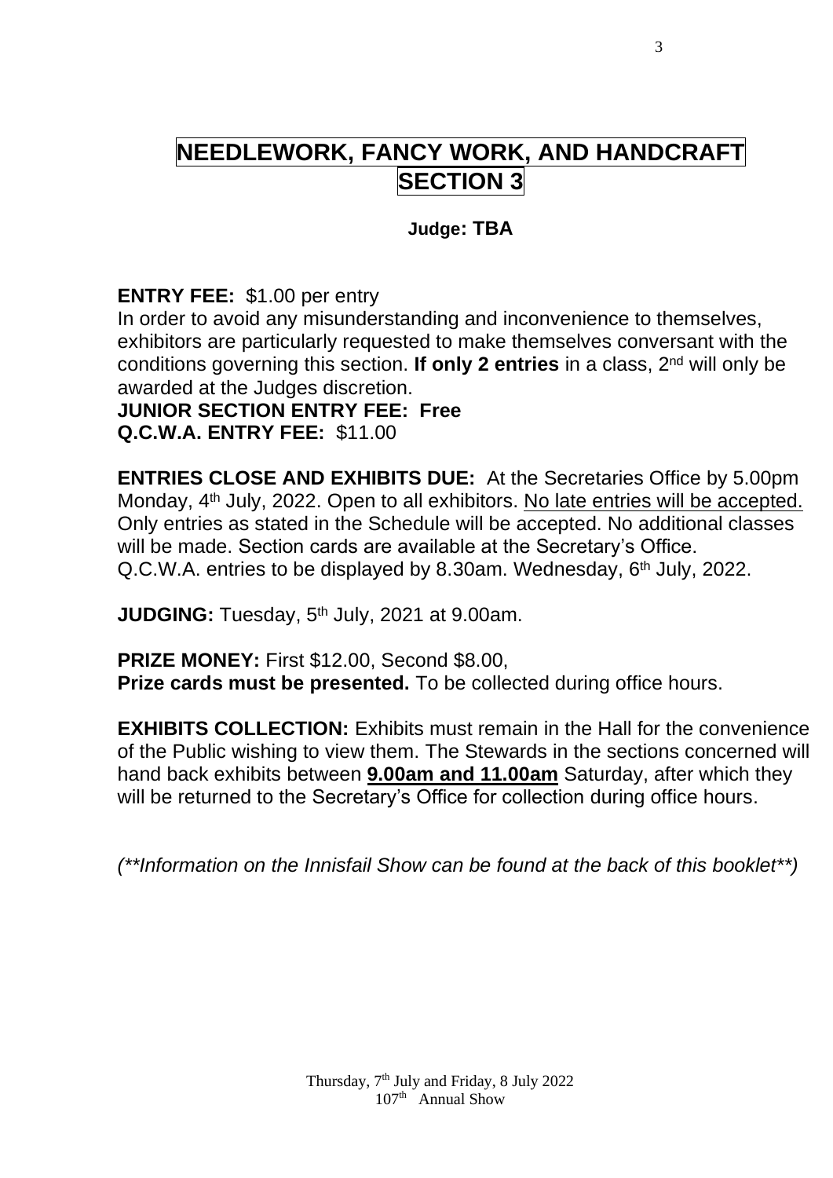# NEEDLEWORK, FANCY WORK, AND HANDCRAFT
# SECTION 3

**Judge: TBA**

**ENTRY FEE:** $1.00 per entry

In order to avoid any misunderstanding and inconvenience to themselves, exhibitors are particularly requested to make themselves conversant with the conditions governing this section. **If only 2 entries** in a class, 2nd will only be awarded at the Judges discretion.

**JUNIOR SECTION ENTRY FEE: Free**

**Q.C.W.A. ENTRY FEE:** $11.00

**ENTRIES CLOSE AND EXHIBITS DUE:** At the Secretaries Office by 5.00pm Monday, 4th July, 2022. Open to all exhibitors. No late entries will be accepted. Only entries as stated in the Schedule will be accepted. No additional classes will be made. Section cards are available at the Secretary's Office. Q.C.W.A. entries to be displayed by 8.30am. Wednesday, 6th July, 2022.

**JUDGING:** Tuesday, 5th July, 2021 at 9.00am.

**PRIZE MONEY:** First $12.00, Second $8.00,
**Prize cards must be presented.** To be collected during office hours.

**EXHIBITS COLLECTION:** Exhibits must remain in the Hall for the convenience of the Public wishing to view them. The Stewards in the sections concerned will hand back exhibits between **9.00am and 11.00am** Saturday, after which they will be returned to the Secretary's Office for collection during office hours.

*(\*\*Information on the Innisfail Show can be found at the back of this booklet\*\*)*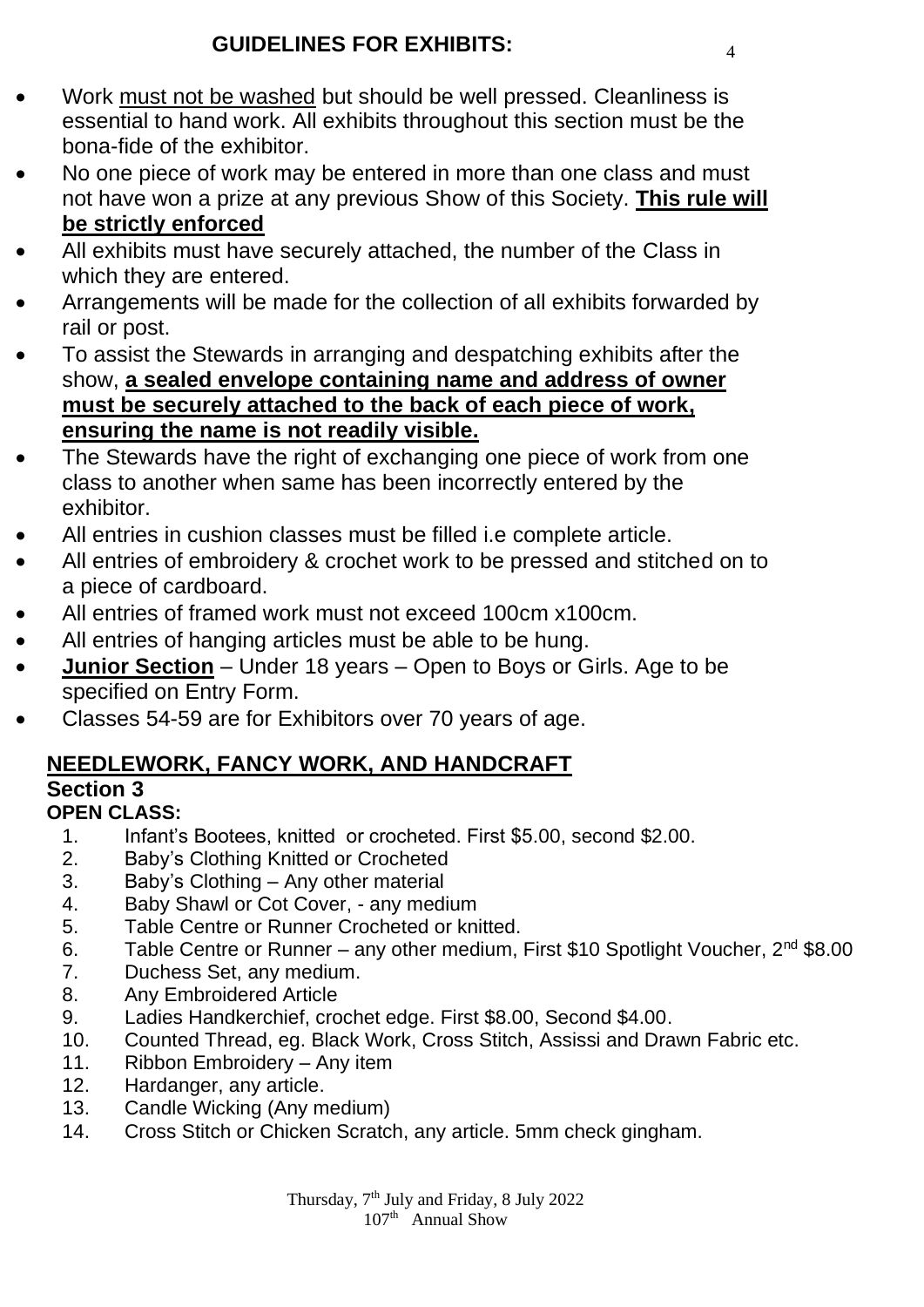## GUIDELINES FOR EXHIBITS:

- Work must not be washed but should be well pressed. Cleanliness is essential to hand work. All exhibits throughout this section must be the bona-fide of the exhibitor.
- No one piece of work may be entered in more than one class and must not have won a prize at any previous Show of this Society. **This rule will be strictly enforced**
- All exhibits must have securely attached, the number of the Class in which they are entered.
- Arrangements will be made for the collection of all exhibits forwarded by rail or post.
- To assist the Stewards in arranging and despatching exhibits after the show, **a sealed envelope containing name and address of owner must be securely attached to the back of each piece of work, ensuring the name is not readily visible.**
- The Stewards have the right of exchanging one piece of work from one class to another when same has been incorrectly entered by the exhibitor.
- All entries in cushion classes must be filled i.e complete article.
- All entries of embroidery & crochet work to be pressed and stitched on to a piece of cardboard.
- All entries of framed work must not exceed 100cm x100cm.
- All entries of hanging articles must be able to be hung.
- **Junior Section** – Under 18 years – Open to Boys or Girls. Age to be specified on Entry Form.
- Classes 54-59 are for Exhibitors over 70 years of age.

## NEEDLEWORK, FANCY WORK, AND HANDCRAFT

### Section 3

**OPEN CLASS:**

1. Infant's Bootees, knitted or crocheted. First $5.00, second $2.00.
2. Baby's Clothing Knitted or Crocheted
3. Baby's Clothing – Any other material
4. Baby Shawl or Cot Cover, - any medium
5. Table Centre or Runner Crocheted or knitted.
6. Table Centre or Runner – any other medium, First $10 Spotlight Voucher, 2nd $8.00
7. Duchess Set, any medium.
8. Any Embroidered Article
9. Ladies Handkerchief, crochet edge. First $8.00, Second $4.00.
10. Counted Thread, eg. Black Work, Cross Stitch, Assissi and Drawn Fabric etc.
11. Ribbon Embroidery – Any item
12. Hardanger, any article.
13. Candle Wicking (Any medium)
14. Cross Stitch or Chicken Scratch, any article. 5mm check gingham.

Thursday, 7th July and Friday, 8 July 2022
107th Annual Show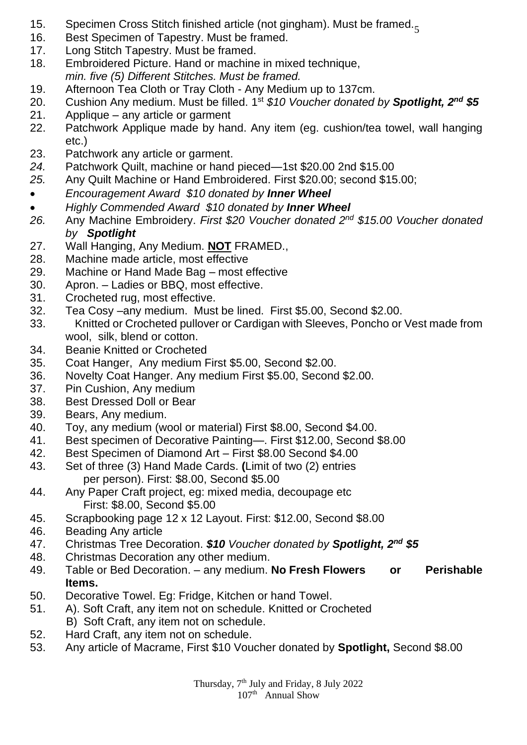15. Specimen Cross Stitch finished article (not gingham). Must be framed.
16. Best Specimen of Tapestry. Must be framed.
17. Long Stitch Tapestry. Must be framed.
18. Embroidered Picture. Hand or machine in mixed technique, *min. five (5) Different Stitches. Must be framed.*
19. Afternoon Tea Cloth or Tray Cloth - Any Medium up to 137cm.
20. Cushion Any medium. Must be filled. 1st *$10 Voucher donated by **Spotlight, 2nd $5***
21. Applique – any article or garment
22. Patchwork Applique made by hand. Any item (eg. cushion/tea towel, wall hanging etc.)
23. Patchwork any article or garment.
24. Patchwork Quilt, machine or hand pieced—1st $20.00 2nd $15.00
25. Any Quilt Machine or Hand Embroidered. First $20.00; second $15.00;
   - *Encouragement Award $10 donated by **Inner Wheel***
   - *Highly Commended Award $10 donated by **Inner Wheel***
26. Any Machine Embroidery. *First $20 Voucher donated 2nd $15.00 Voucher donated by **Spotlight***
27. Wall Hanging, Any Medium. **NOT** FRAMED.,
28. Machine made article, most effective
29. Machine or Hand Made Bag – most effective
30. Apron. – Ladies or BBQ, most effective.
31. Crocheted rug, most effective.
32. Tea Cosy –any medium. Must be lined. First $5.00, Second $2.00.
33. Knitted or Crocheted pullover or Cardigan with Sleeves, Poncho or Vest made from wool, silk, blend or cotton.
34. Beanie Knitted or Crocheted
35. Coat Hanger, Any medium First $5.00, Second $2.00.
36. Novelty Coat Hanger. Any medium First $5.00, Second $2.00.
37. Pin Cushion, Any medium
38. Best Dressed Doll or Bear
39. Bears, Any medium.
40. Toy, any medium (wool or material) First $8.00, Second $4.00.
41. Best specimen of Decorative Painting—. First $12.00, Second $8.00
42. Best Specimen of Diamond Art – First $8.00 Second $4.00
43. Set of three (3) Hand Made Cards. **(**Limit of two (2) entries per person). First: $8.00, Second $5.00
44. Any Paper Craft project, eg: mixed media, decoupage etc First: $8.00, Second $5.00
45. Scrapbooking page 12 x 12 Layout. First: $12.00, Second $8.00
46. Beading Any article
47. Christmas Tree Decoration. ***$10** Voucher donated by **Spotlight, 2nd $5***
48. Christmas Decoration any other medium.
49. Table or Bed Decoration. – any medium. **No Fresh Flowers or Perishable Items.**
50. Decorative Towel. Eg: Fridge, Kitchen or hand Towel.
51. A). Soft Craft, any item not on schedule. Knitted or Crocheted
    B) Soft Craft, any item not on schedule.
52. Hard Craft, any item not on schedule.
53. Any article of Macrame, First $10 Voucher donated by **Spotlight,** Second $8.00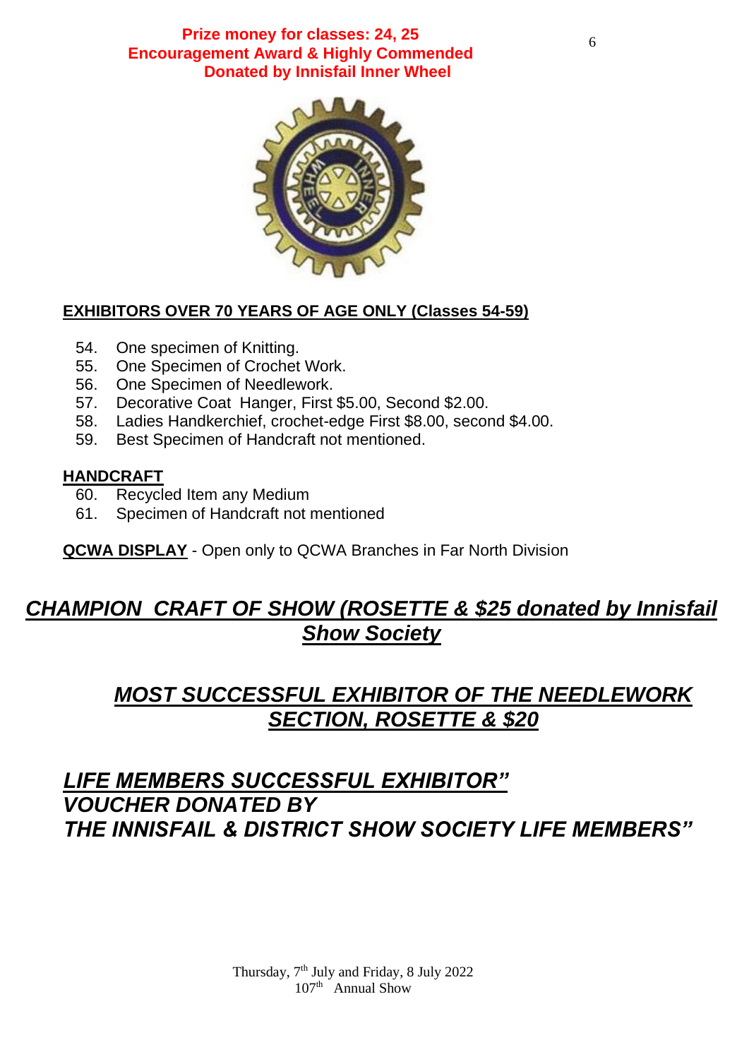**Prize money for classes: 24, 25**
**Encouragement Award & Highly Commended**
**Donated by Innisfail Inner Wheel**

**EXHIBITORS OVER 70 YEARS OF AGE ONLY (Classes 54-59)**

54. One specimen of Knitting.
55. One Specimen of Crochet Work.
56. One Specimen of Needlework.
57. Decorative Coat Hanger, First $5.00, Second $2.00.
58. Ladies Handkerchief, crochet-edge First $8.00, second $4.00.
59. Best Specimen of Handcraft not mentioned.

**HANDCRAFT**

60. Recycled Item any Medium
61. Specimen of Handcraft not mentioned

**QCWA DISPLAY** - Open only to QCWA Branches in Far North Division

## ***CHAMPION CRAFT OF SHOW (ROSETTE & $25 donated by Innisfail Show Society***

## ***MOST SUCCESSFUL EXHIBITOR OF THE NEEDLEWORK SECTION, ROSETTE & $20***

## ***LIFE MEMBERS SUCCESSFUL EXHIBITOR" VOUCHER DONATED BY THE INNISFAIL & DISTRICT SHOW SOCIETY LIFE MEMBERS"***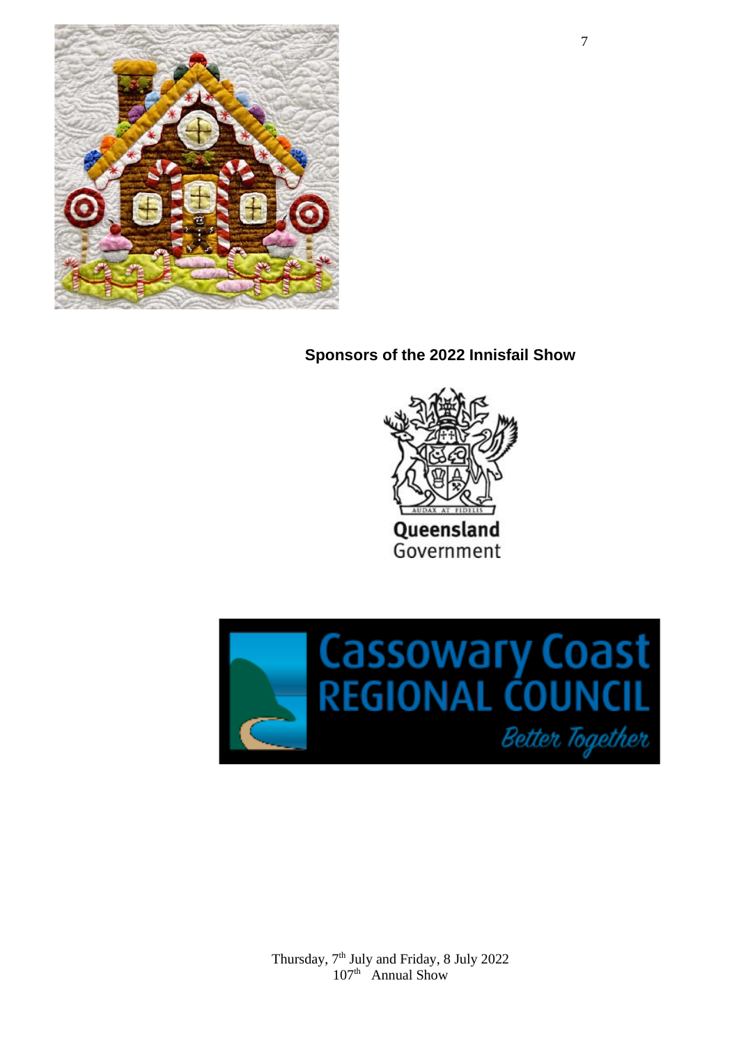**Sponsors of the 2022 Innisfail Show**

Thursday, 7th July and Friday, 8 July 2022
107th Annual Show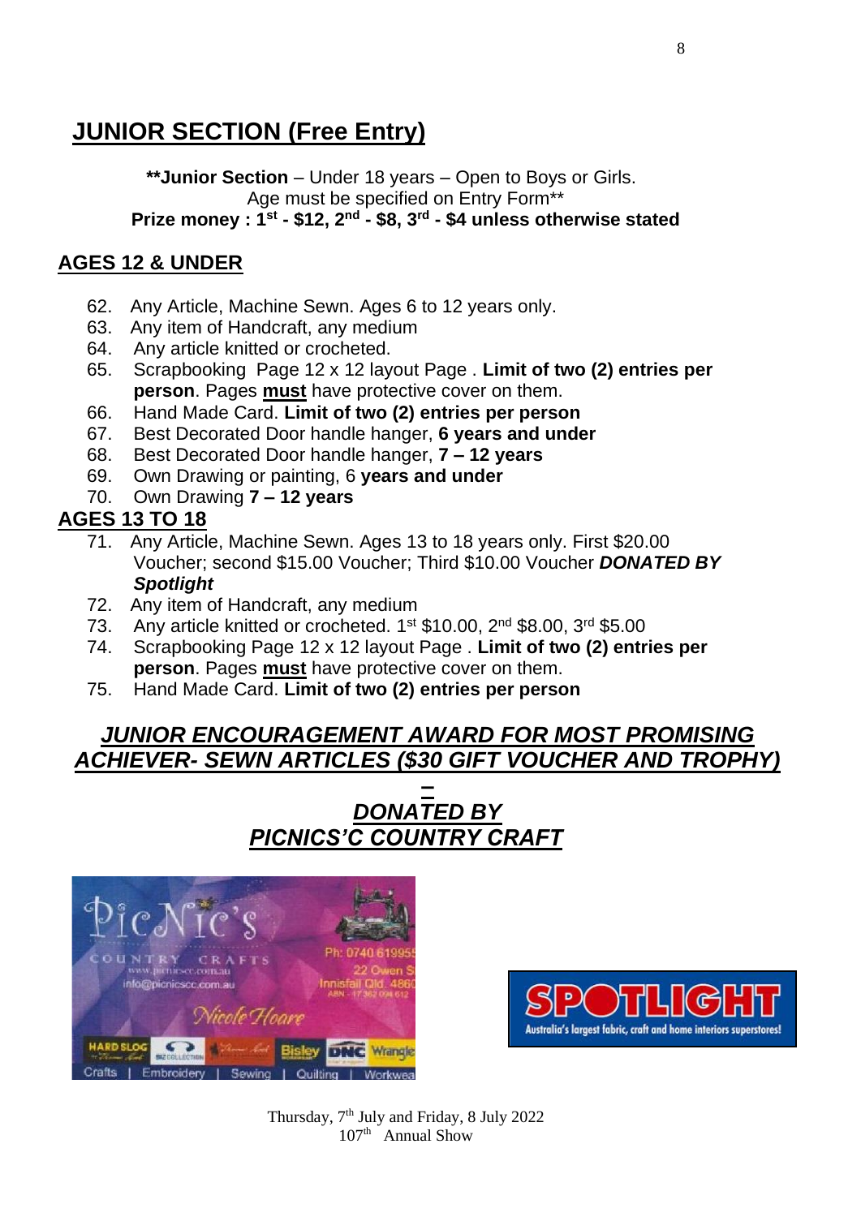## JUNIOR SECTION (Free Entry)

**Junior Section** – Under 18 years – Open to Boys or Girls.
Age must be specified on Entry Form**
**Prize money : 1st - $12, 2nd - $8, 3rd - $4 unless otherwise stated**

### AGES 12 & UNDER

62. Any Article, Machine Sewn. Ages 6 to 12 years only.
63. Any item of Handcraft, any medium
64. Any article knitted or crocheted.
65. Scrapbooking Page 12 x 12 layout Page . **Limit of two (2) entries per person**. Pages **must** have protective cover on them.
66. Hand Made Card. **Limit of two (2) entries per person**
67. Best Decorated Door handle hanger, **6 years and under**
68. Best Decorated Door handle hanger, **7 – 12 years**
69. Own Drawing or painting, 6 **years and under**
70. Own Drawing **7 – 12 years**

### AGES 13 TO 18

71. Any Article, Machine Sewn. Ages 13 to 18 years only. First $20.00 Voucher; second $15.00 Voucher; Third $10.00 Voucher ***DONATED BY Spotlight***
72. Any item of Handcraft, any medium
73. Any article knitted or crocheted. 1st $10.00, 2nd $8.00, 3rd $5.00
74. Scrapbooking Page 12 x 12 layout Page . **Limit of two (2) entries per person**. Pages **must** have protective cover on them.
75. Hand Made Card. **Limit of two (2) entries per person**

## *JUNIOR ENCOURAGEMENT AWARD FOR MOST PROMISING ACHIEVER- SEWN ARTICLES ($30 GIFT VOUCHER AND TROPHY) – DONATED BY PICNICS'C COUNTRY CRAFT*

Thursday, 7th July and Friday, 8 July 2022
107th Annual Show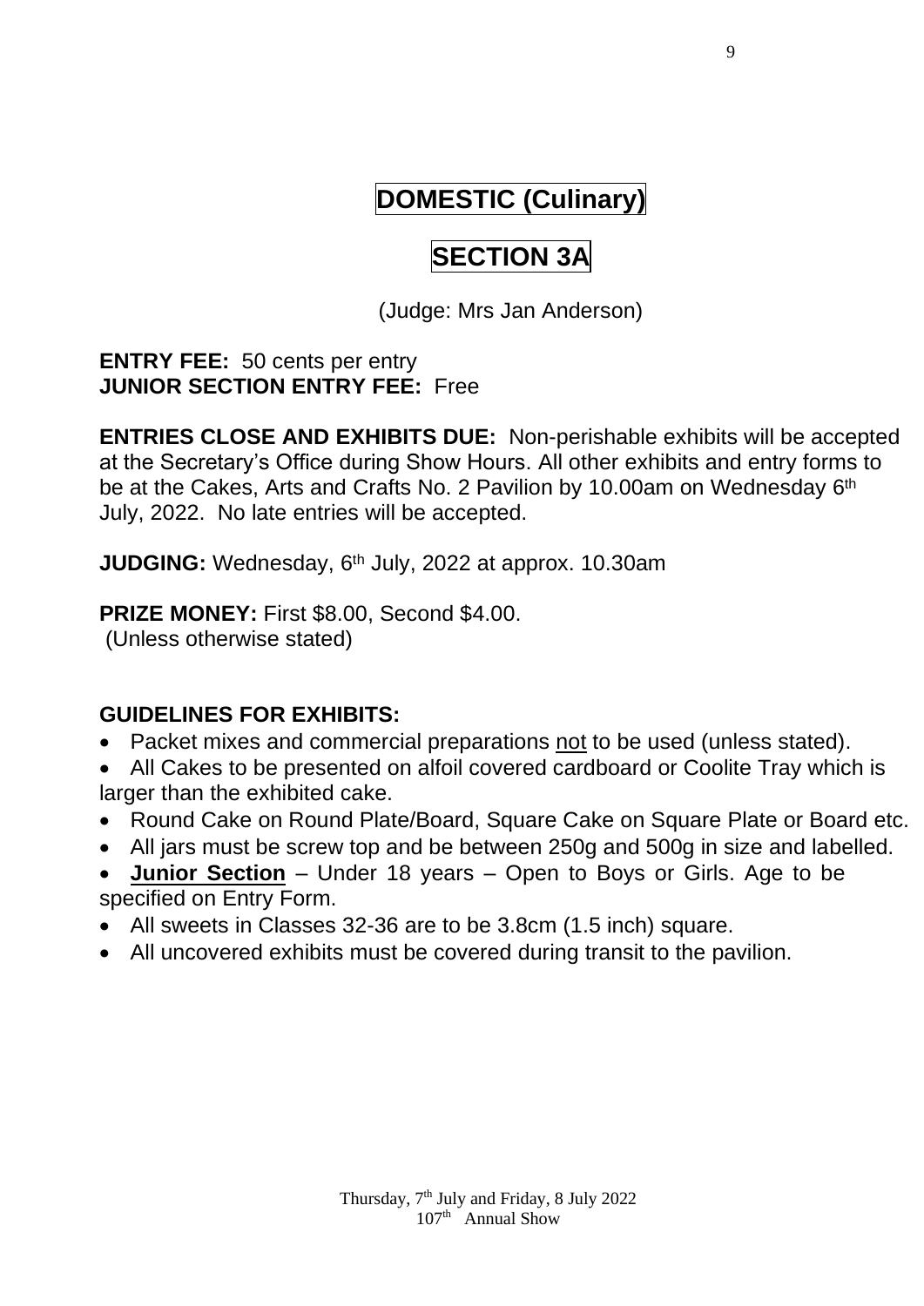# DOMESTIC (Culinary)

# SECTION 3A

(Judge: Mrs Jan Anderson)

**ENTRY FEE:** 50 cents per entry
**JUNIOR SECTION ENTRY FEE:** Free

**ENTRIES CLOSE AND EXHIBITS DUE:** Non-perishable exhibits will be accepted at the Secretary's Office during Show Hours. All other exhibits and entry forms to be at the Cakes, Arts and Crafts No. 2 Pavilion by 10.00am on Wednesday 6th July, 2022. No late entries will be accepted.

**JUDGING:** Wednesday, 6th July, 2022 at approx. 10.30am

**PRIZE MONEY:** First $8.00, Second $4.00.
(Unless otherwise stated)

**GUIDELINES FOR EXHIBITS:**

- Packet mixes and commercial preparations not to be used (unless stated).
- All Cakes to be presented on alfoil covered cardboard or Coolite Tray which is larger than the exhibited cake.
- Round Cake on Round Plate/Board, Square Cake on Square Plate or Board etc.
- All jars must be screw top and be between 250g and 500g in size and labelled.
- **Junior Section** – Under 18 years – Open to Boys or Girls. Age to be specified on Entry Form.
- All sweets in Classes 32-36 are to be 3.8cm (1.5 inch) square.
- All uncovered exhibits must be covered during transit to the pavilion.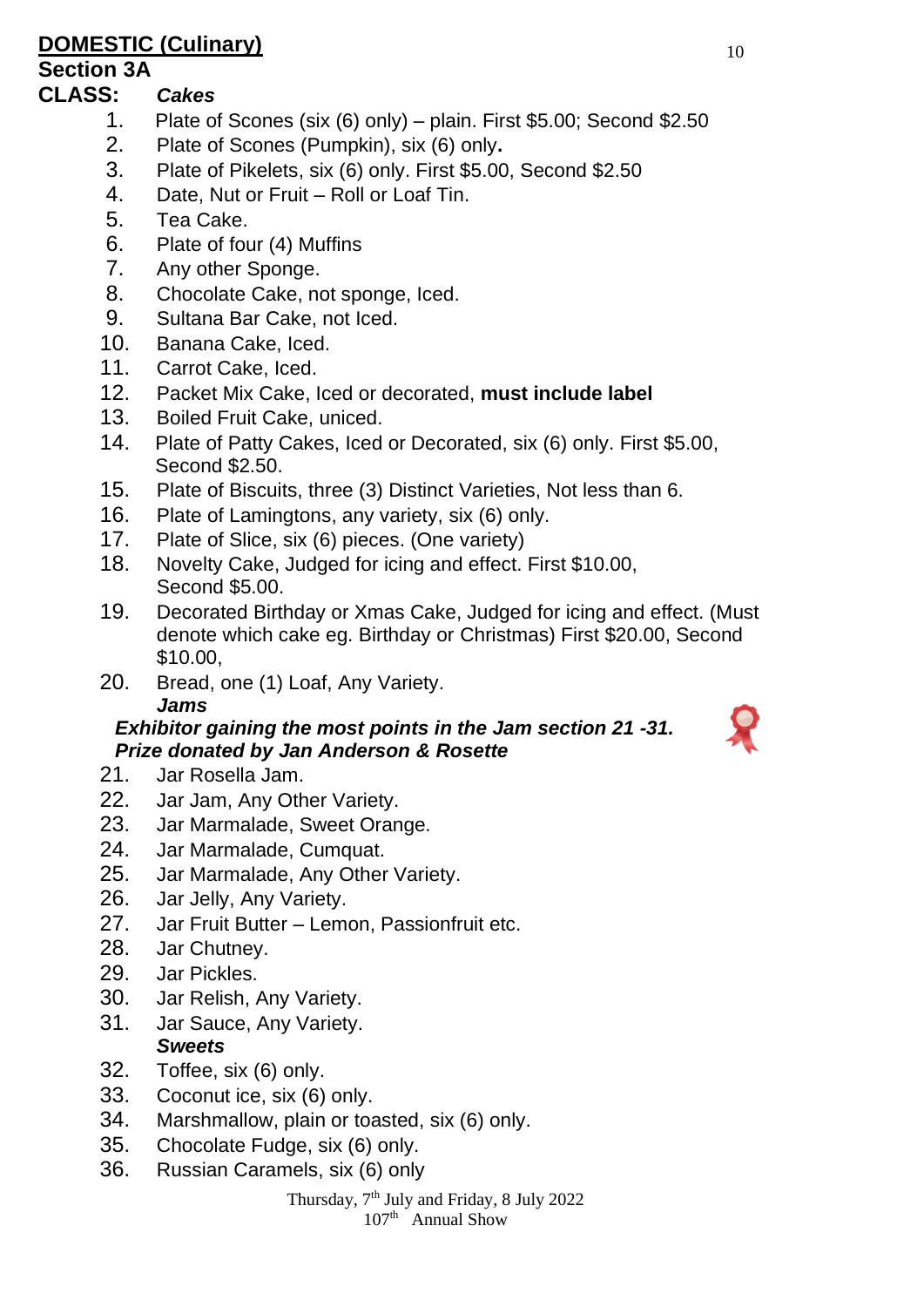# DOMESTIC (Culinary)

## Section 3A

**CLASS:** ***Cakes***

1. Plate of Scones (six (6) only) – plain. First $5.00; Second $2.50
2. Plate of Scones (Pumpkin), six (6) only**.**
3. Plate of Pikelets, six (6) only. First $5.00, Second $2.50
4. Date, Nut or Fruit – Roll or Loaf Tin.
5. Tea Cake.
6. Plate of four (4) Muffins
7. Any other Sponge.
8. Chocolate Cake, not sponge, Iced.
9. Sultana Bar Cake, not Iced.
10. Banana Cake, Iced.
11. Carrot Cake, Iced.
12. Packet Mix Cake, Iced or decorated, **must include label**
13. Boiled Fruit Cake, uniced.
14. Plate of Patty Cakes, Iced or Decorated, six (6) only. First $5.00, Second $2.50.
15. Plate of Biscuits, three (3) Distinct Varieties, Not less than 6.
16. Plate of Lamingtons, any variety, six (6) only.
17. Plate of Slice, six (6) pieces. (One variety)
18. Novelty Cake, Judged for icing and effect. First $10.00, Second $5.00.
19. Decorated Birthday or Xmas Cake, Judged for icing and effect. (Must denote which cake eg. Birthday or Christmas) First $20.00, Second $10.00,
20. Bread, one (1) Loaf, Any Variety.

***Jams***

***Exhibitor gaining the most points in the Jam section 21 -31. Prize donated by Jan Anderson & Rosette***

21. Jar Rosella Jam.
22. Jar Jam, Any Other Variety.
23. Jar Marmalade, Sweet Orange.
24. Jar Marmalade, Cumquat.
25. Jar Marmalade, Any Other Variety.
26. Jar Jelly, Any Variety.
27. Jar Fruit Butter – Lemon, Passionfruit etc.
28. Jar Chutney.
29. Jar Pickles.
30. Jar Relish, Any Variety.
31. Jar Sauce, Any Variety.

***Sweets***

32. Toffee, six (6) only.
33. Coconut ice, six (6) only.
34. Marshmallow, plain or toasted, six (6) only.
35. Chocolate Fudge, six (6) only.
36. Russian Caramels, six (6) only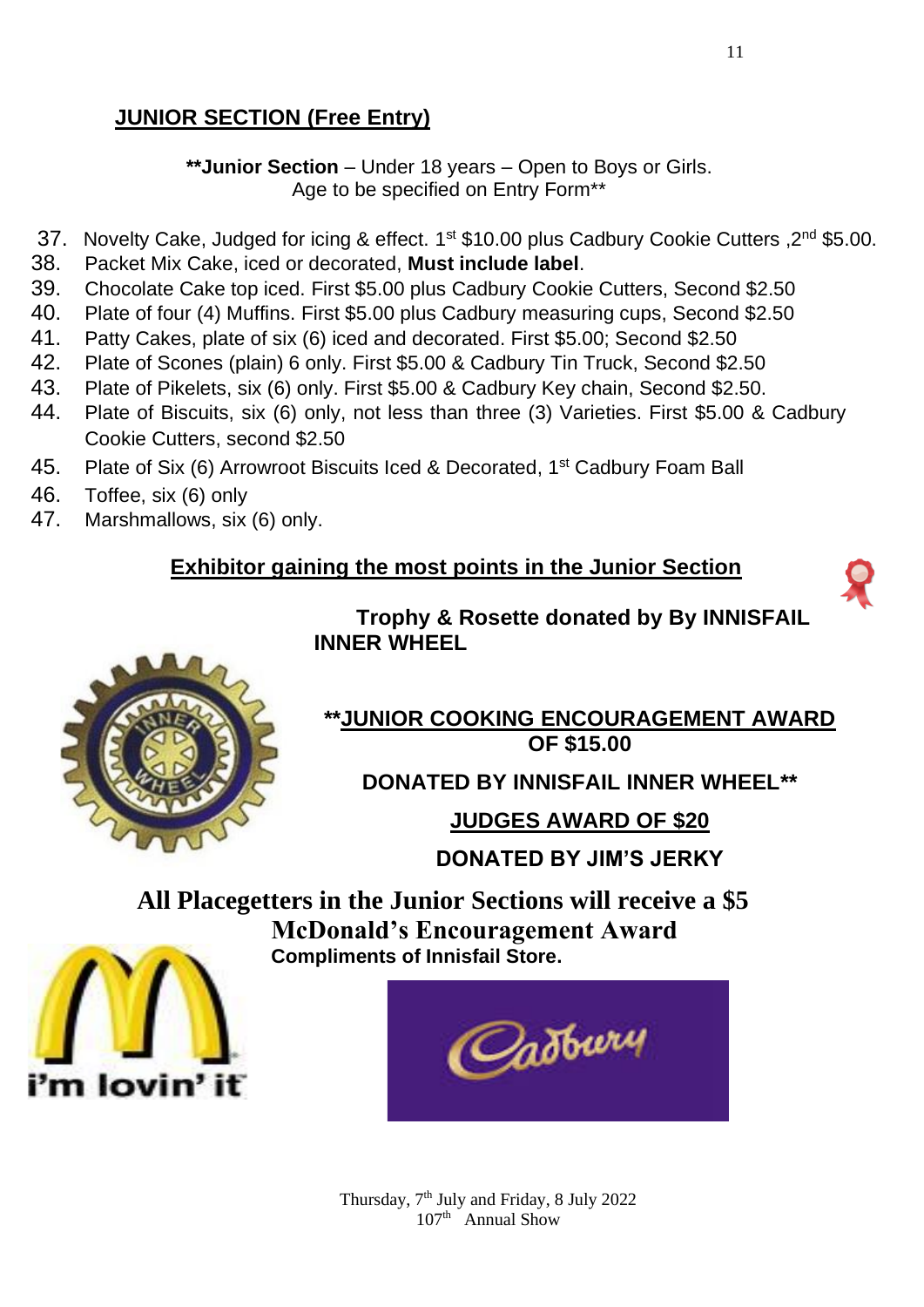## JUNIOR SECTION (Free Entry)

**Junior Section** – Under 18 years – Open to Boys or Girls.
Age to be specified on Entry Form**

37. Novelty Cake, Judged for icing & effect. 1st $10.00 plus Cadbury Cookie Cutters ,2nd $5.00.
38. Packet Mix Cake, iced or decorated, **Must include label**.
39. Chocolate Cake top iced. First $5.00 plus Cadbury Cookie Cutters, Second $2.50
40. Plate of four (4) Muffins. First $5.00 plus Cadbury measuring cups, Second $2.50
41. Patty Cakes, plate of six (6) iced and decorated. First $5.00; Second $2.50
42. Plate of Scones (plain) 6 only. First $5.00 & Cadbury Tin Truck, Second $2.50
43. Plate of Pikelets, six (6) only. First $5.00 & Cadbury Key chain, Second $2.50.
44. Plate of Biscuits, six (6) only, not less than three (3) Varieties. First $5.00 & Cadbury Cookie Cutters, second $2.50
45. Plate of Six (6) Arrowroot Biscuits Iced & Decorated, 1st Cadbury Foam Ball
46. Toffee, six (6) only
47. Marshmallows, six (6) only.

### Exhibitor gaining the most points in the Junior Section

**Trophy & Rosette donated by By INNISFAIL INNER WHEEL**

**JUNIOR COOKING ENCOURAGEMENT AWARD OF $15.00**

**DONATED BY INNISFAIL INNER WHEEL**

**JUDGES AWARD OF $20**

**DONATED BY JIM'S JERKY**

**All Placegetters in the Junior Sections will receive a $5 McDonald's Encouragement Award**
**Compliments of Innisfail Store.**

Thursday, 7th July and Friday, 8 July 2022
107th Annual Show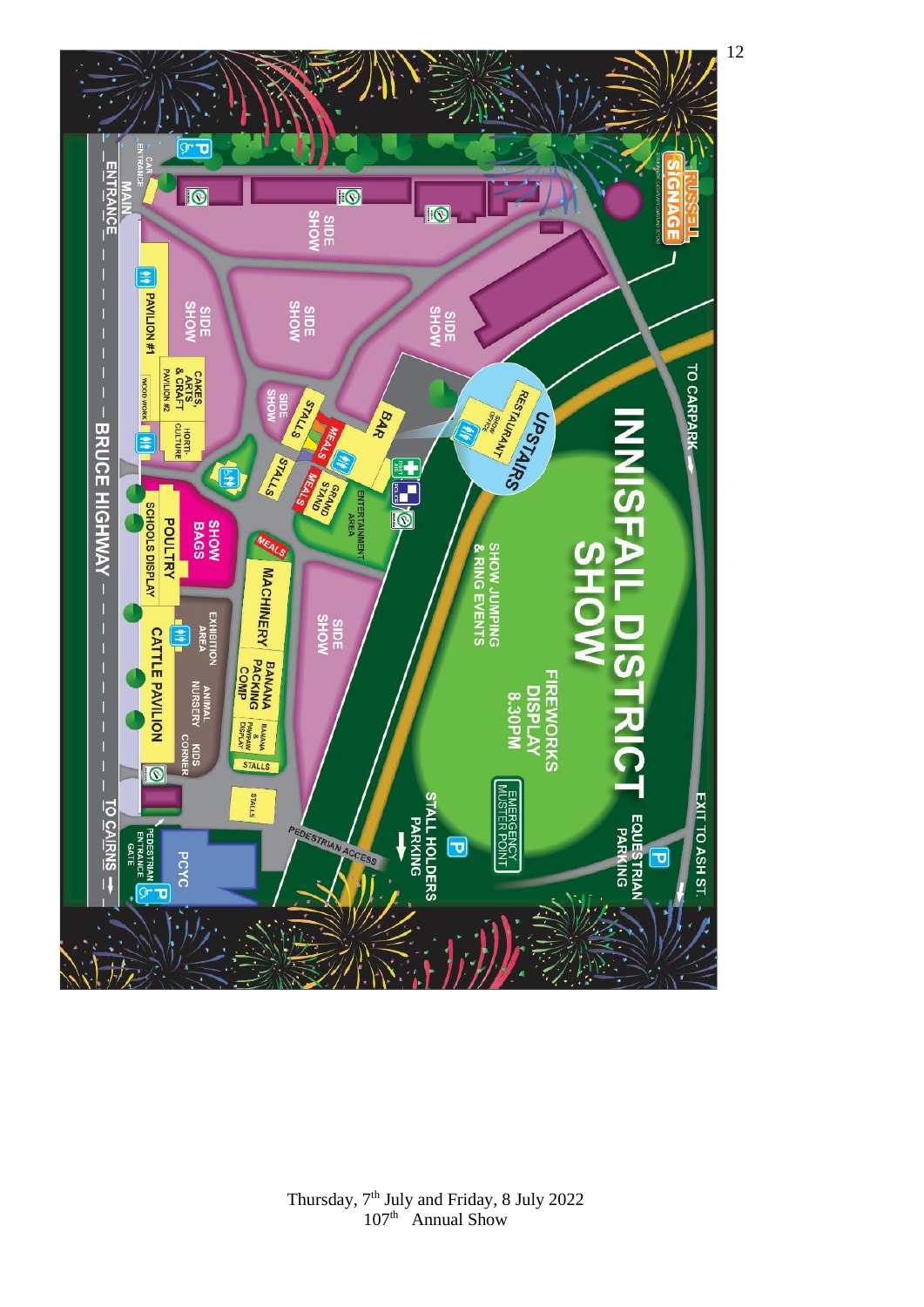# INNISFAIL DISTRICT SHOW

- FIREWORKS DISPLAY 8.30PM
- SHOW JUMPING & RING EVENTS
- EMERGENCY MUSTER POINT
- UPSTAIRS RESTAURANT
- SHOW OFFICE
- BAR
- GRAND STAND
- ENTERTAINMENT AREA
- MEALS
- STALLS
- SIDE SHOW
- PAVILION #1
- CAKES, ARTS & CRAFT PAVILION #2
- WOOD WORK
- HORTI-CULTURE
- SHOW BAGS
- POULTRY
- SCHOOLS DISPLAY
- MACHINERY
- BANANA PACKING COMP
- BANANA & PAWPAW DISPLAY
- EXHIBITION AREA
- ANIMAL NURSERY
- KIDS CORNER
- CATTLE PAVILION
- PCYC
- PEDESTRIAN ACCESS
- PEDESTRIAN ENTRANCE GATE
- CAR ENTRANCE
- MAIN ENTRANCE
- BRUCE HIGHWAY
- TO CAIRNS
- TO CARPARK
- EXIT TO ASH ST.
- EQUESTRIAN PARKING
- STALL HOLDERS PARKING
- FIRST AID
- POLICE
- RUSSELL SIGNAGE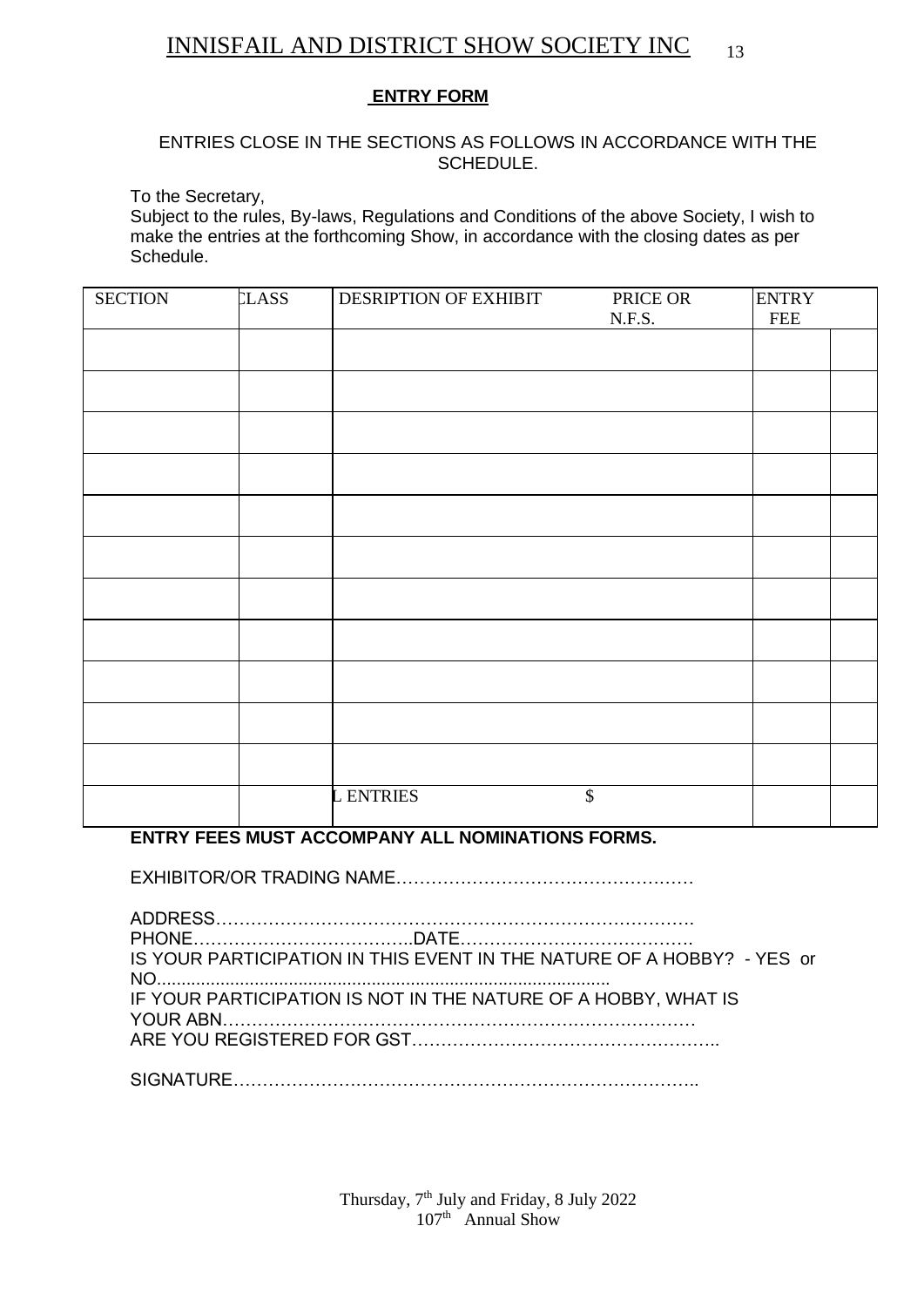# INNISFAIL AND DISTRICT SHOW SOCIETY INC

## ENTRY FORM

ENTRIES CLOSE IN THE SECTIONS AS FOLLOWS IN ACCORDANCE WITH THE SCHEDULE.

To the Secretary,
Subject to the rules, By-laws, Regulations and Conditions of the above Society, I wish to make the entries at the forthcoming Show, in accordance with the closing dates as per Schedule.

| SECTION | CLASS | DESRIPTION OF EXHIBIT PRICE OR N.F.S. | ENTRY FEE | |
|---|---|---|---|---|
| | | | | |
| | | | | |
| | | | | |
| | | | | |
| | | | | |
| | | | | |
| | | | | |
| | | | | |
| | | | | |
| | | | | |
| | | | | |
| | | L ENTRIES $ | | |

**ENTRY FEES MUST ACCOMPANY ALL NOMINATIONS FORMS.**

EXHIBITOR/OR TRADING NAME……………………………………………

ADDRESS……………………………………………………………………….
PHONE……………………………….DATE………………………………….
IS YOUR PARTICIPATION IN THIS EVENT IN THE NATURE OF A HOBBY? - YES or NO............................................................................................
IF YOUR PARTICIPATION IS NOT IN THE NATURE OF A HOBBY, WHAT IS YOUR ABN…………………………………………………………………………
ARE YOU REGISTERED FOR GST……………………………………………..

SIGNATURE……………………………………………………………………..

Thursday, 7th July and Friday, 8 July 2022
107th Annual Show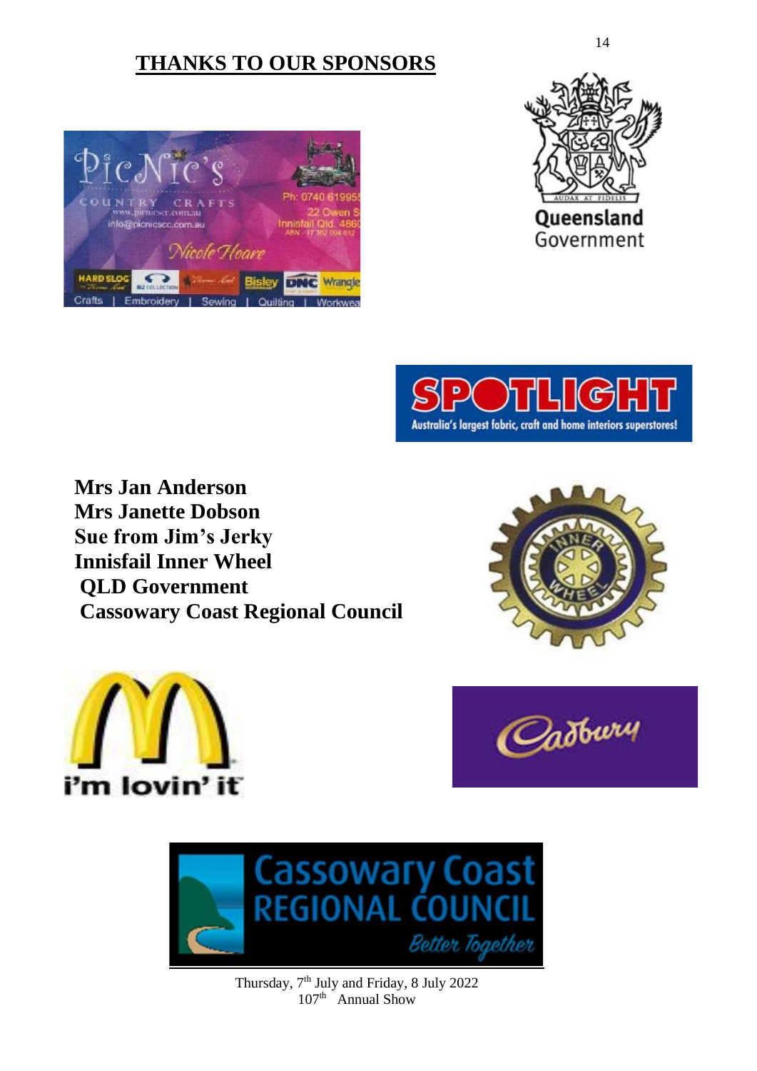## THANKS TO OUR SPONSORS

**Mrs Jan Anderson**
**Mrs Janette Dobson**
**Sue from Jim's Jerky**
**Innisfail Inner Wheel**
**QLD Government**
**Cassowary Coast Regional Council**

Thursday, 7th July and Friday, 8 July 2022
107th Annual Show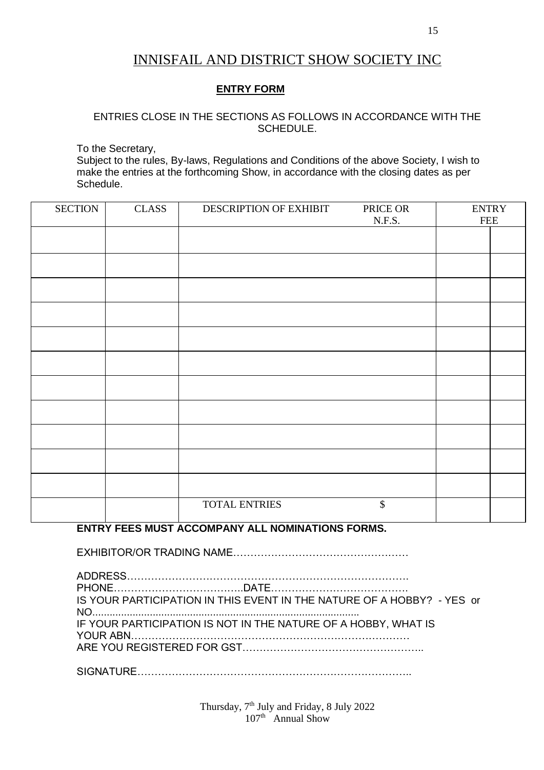# INNISFAIL AND DISTRICT SHOW SOCIETY INC

**ENTRY FORM**

ENTRIES CLOSE IN THE SECTIONS AS FOLLOWS IN ACCORDANCE WITH THE SCHEDULE.

To the Secretary,
Subject to the rules, By-laws, Regulations and Conditions of the above Society, I wish to make the entries at the forthcoming Show, in accordance with the closing dates as per Schedule.

| SECTION | CLASS | DESCRIPTION OF EXHIBIT | PRICE OR N.F.S. | ENTRY FEE | |
|---|---|---|---|---|---|
| | | | | | |
| | | | | | |
| | | | | | |
| | | | | | |
| | | | | | |
| | | | | | |
| | | | | | |
| | | | | | |
| | | | | | |
| | | | | | |
| | | | | | |
| | | TOTAL ENTRIES | $ | | |

**ENTRY FEES MUST ACCOMPANY ALL NOMINATIONS FORMS.**

EXHIBITOR/OR TRADING NAME……………………………………………

ADDRESS……………………………………………………………………….
PHONE………………………………..DATE………………………………….
IS YOUR PARTICIPATION IN THIS EVENT IN THE NATURE OF A HOBBY? - YES or NO............................................................................................
IF YOUR PARTICIPATION IS NOT IN THE NATURE OF A HOBBY, WHAT IS YOUR ABN………………………………………………………………………
ARE YOU REGISTERED FOR GST……………………………………………..

SIGNATURE……………………………………………………………………..

Thursday, 7th July and Friday, 8 July 2022
107th Annual Show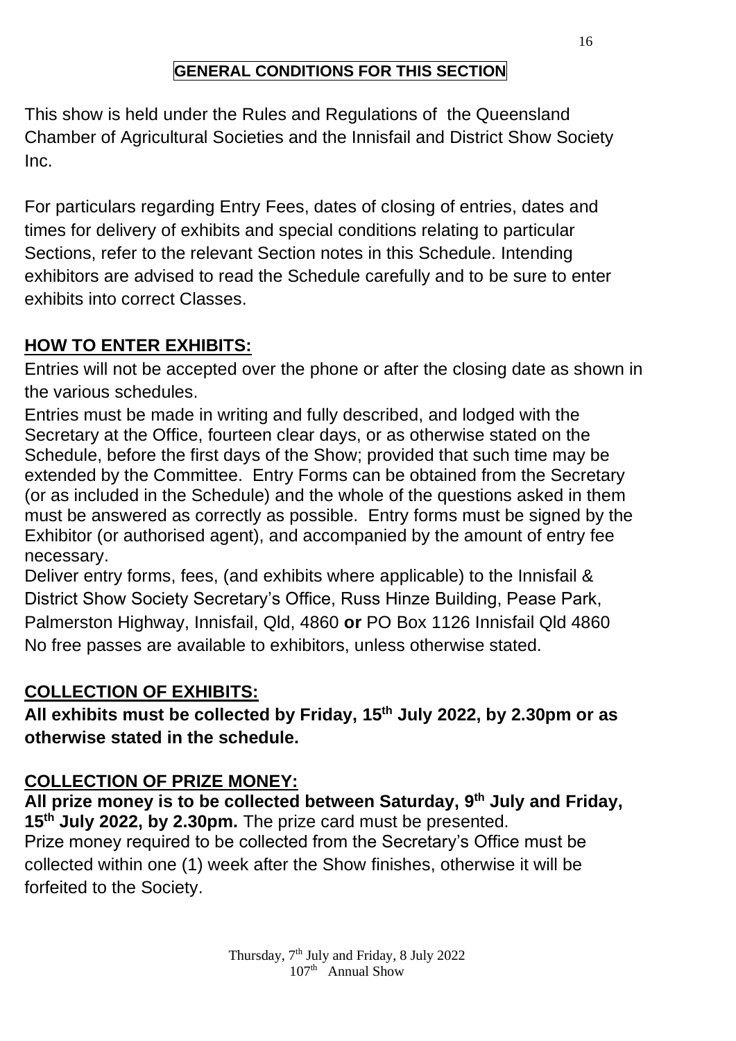## GENERAL CONDITIONS FOR THIS SECTION

This show is held under the Rules and Regulations of the Queensland Chamber of Agricultural Societies and the Innisfail and District Show Society Inc.

For particulars regarding Entry Fees, dates of closing of entries, dates and times for delivery of exhibits and special conditions relating to particular Sections, refer to the relevant Section notes in this Schedule. Intending exhibitors are advised to read the Schedule carefully and to be sure to enter exhibits into correct Classes.

### HOW TO ENTER EXHIBITS:

Entries will not be accepted over the phone or after the closing date as shown in the various schedules.

Entries must be made in writing and fully described, and lodged with the Secretary at the Office, fourteen clear days, or as otherwise stated on the Schedule, before the first days of the Show; provided that such time may be extended by the Committee. Entry Forms can be obtained from the Secretary (or as included in the Schedule) and the whole of the questions asked in them must be answered as correctly as possible. Entry forms must be signed by the Exhibitor (or authorised agent), and accompanied by the amount of entry fee necessary.

Deliver entry forms, fees, (and exhibits where applicable) to the Innisfail & District Show Society Secretary's Office, Russ Hinze Building, Pease Park, Palmerston Highway, Innisfail, Qld, 4860 **or** PO Box 1126 Innisfail Qld 4860

No free passes are available to exhibitors, unless otherwise stated.

### COLLECTION OF EXHIBITS:

**All exhibits must be collected by Friday, 15th July 2022, by 2.30pm or as otherwise stated in the schedule.**

### COLLECTION OF PRIZE MONEY:

**All prize money is to be collected between Saturday, 9th July and Friday, 15th July 2022, by 2.30pm.** The prize card must be presented.

Prize money required to be collected from the Secretary's Office must be collected within one (1) week after the Show finishes, otherwise it will be forfeited to the Society.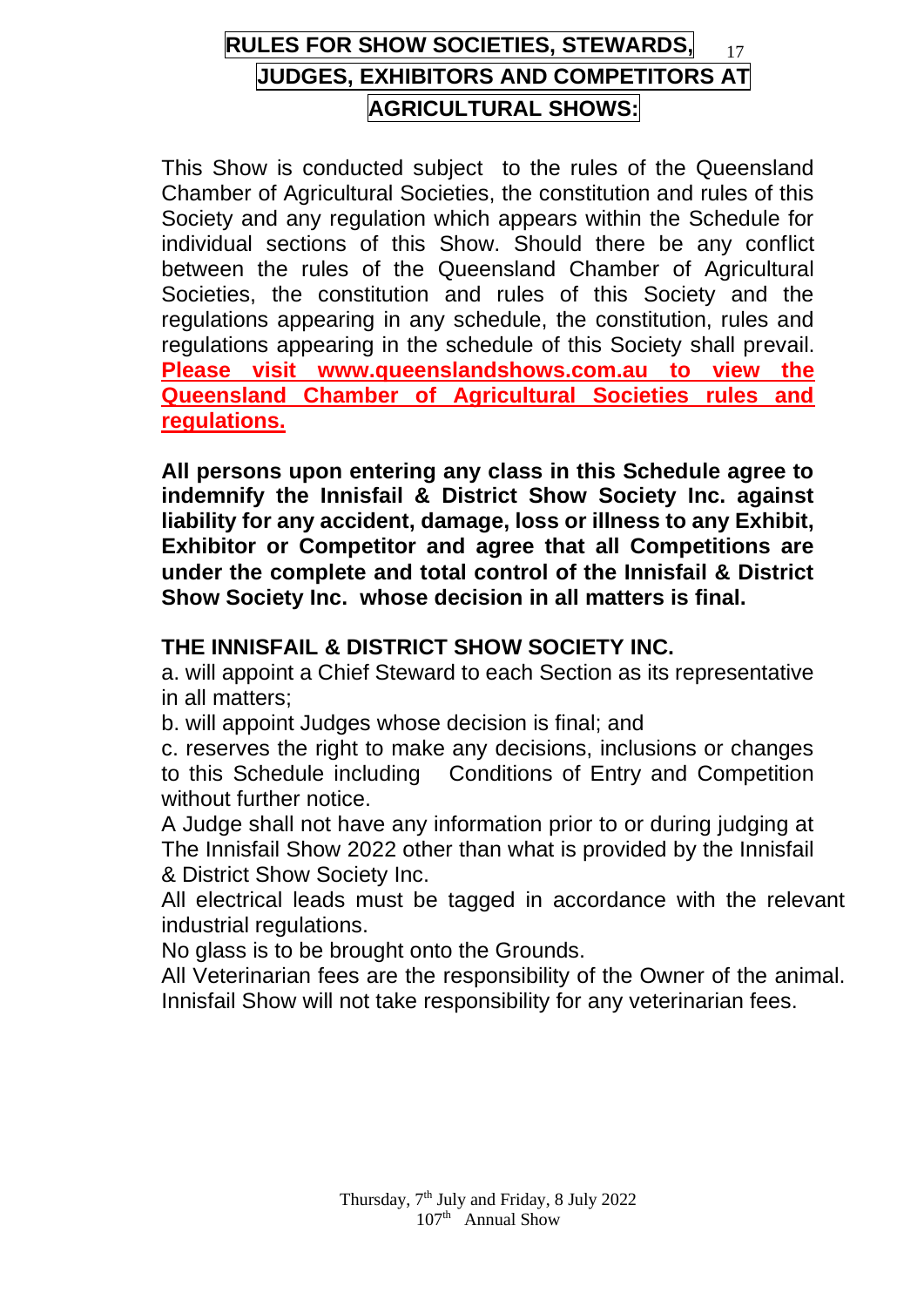# RULES FOR SHOW SOCIETIES, STEWARDS, JUDGES, EXHIBITORS AND COMPETITORS AT AGRICULTURAL SHOWS:

This Show is conducted subject to the rules of the Queensland Chamber of Agricultural Societies, the constitution and rules of this Society and any regulation which appears within the Schedule for individual sections of this Show. Should there be any conflict between the rules of the Queensland Chamber of Agricultural Societies, the constitution and rules of this Society and the regulations appearing in any schedule, the constitution, rules and regulations appearing in the schedule of this Society shall prevail. **Please visit www.queenslandshows.com.au to view the Queensland Chamber of Agricultural Societies rules and regulations.**

**All persons upon entering any class in this Schedule agree to indemnify the Innisfail & District Show Society Inc. against liability for any accident, damage, loss or illness to any Exhibit, Exhibitor or Competitor and agree that all Competitions are under the complete and total control of the Innisfail & District Show Society Inc. whose decision in all matters is final.**

**THE INNISFAIL & DISTRICT SHOW SOCIETY INC.**

a. will appoint a Chief Steward to each Section as its representative in all matters;

b. will appoint Judges whose decision is final; and

c. reserves the right to make any decisions, inclusions or changes to this Schedule including Conditions of Entry and Competition without further notice.

A Judge shall not have any information prior to or during judging at The Innisfail Show 2022 other than what is provided by the Innisfail & District Show Society Inc.

All electrical leads must be tagged in accordance with the relevant industrial regulations.

No glass is to be brought onto the Grounds.

All Veterinarian fees are the responsibility of the Owner of the animal. Innisfail Show will not take responsibility for any veterinarian fees.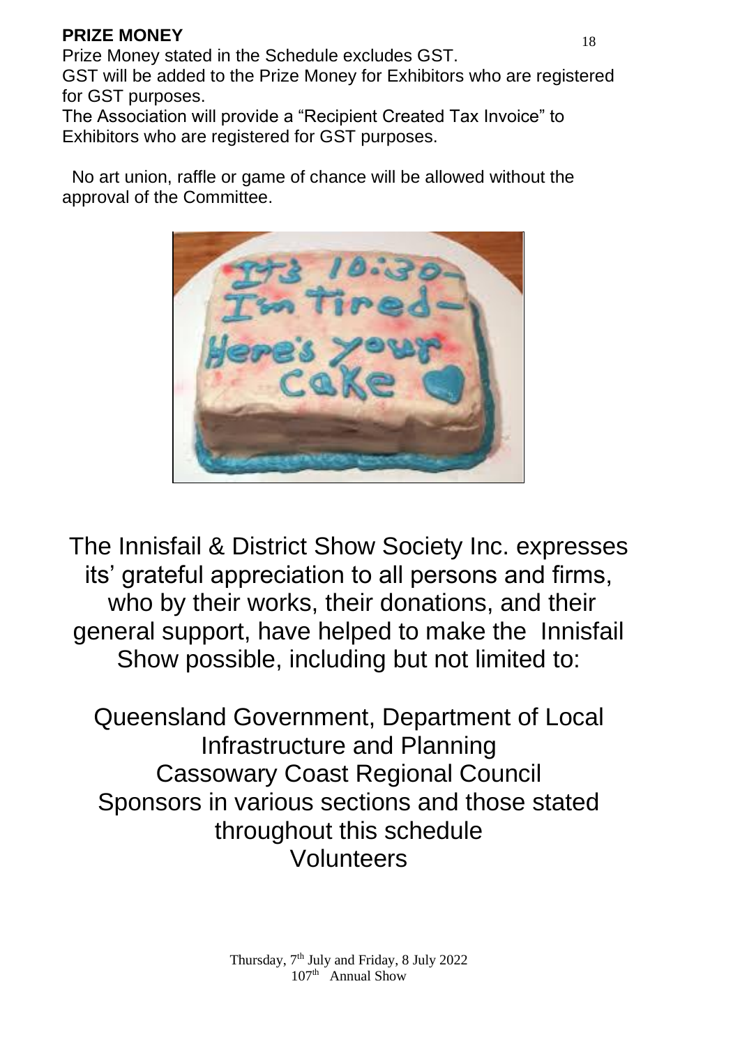**PRIZE MONEY**

Prize Money stated in the Schedule excludes GST.
GST will be added to the Prize Money for Exhibitors who are registered for GST purposes.
The Association will provide a "Recipient Created Tax Invoice" to Exhibitors who are registered for GST purposes.

No art union, raffle or game of chance will be allowed without the approval of the Committee.

The Innisfail & District Show Society Inc. expresses its' grateful appreciation to all persons and firms, who by their works, their donations, and their general support, have helped to make the Innisfail Show possible, including but not limited to:

Queensland Government, Department of Local Infrastructure and Planning
Cassowary Coast Regional Council
Sponsors in various sections and those stated throughout this schedule
Volunteers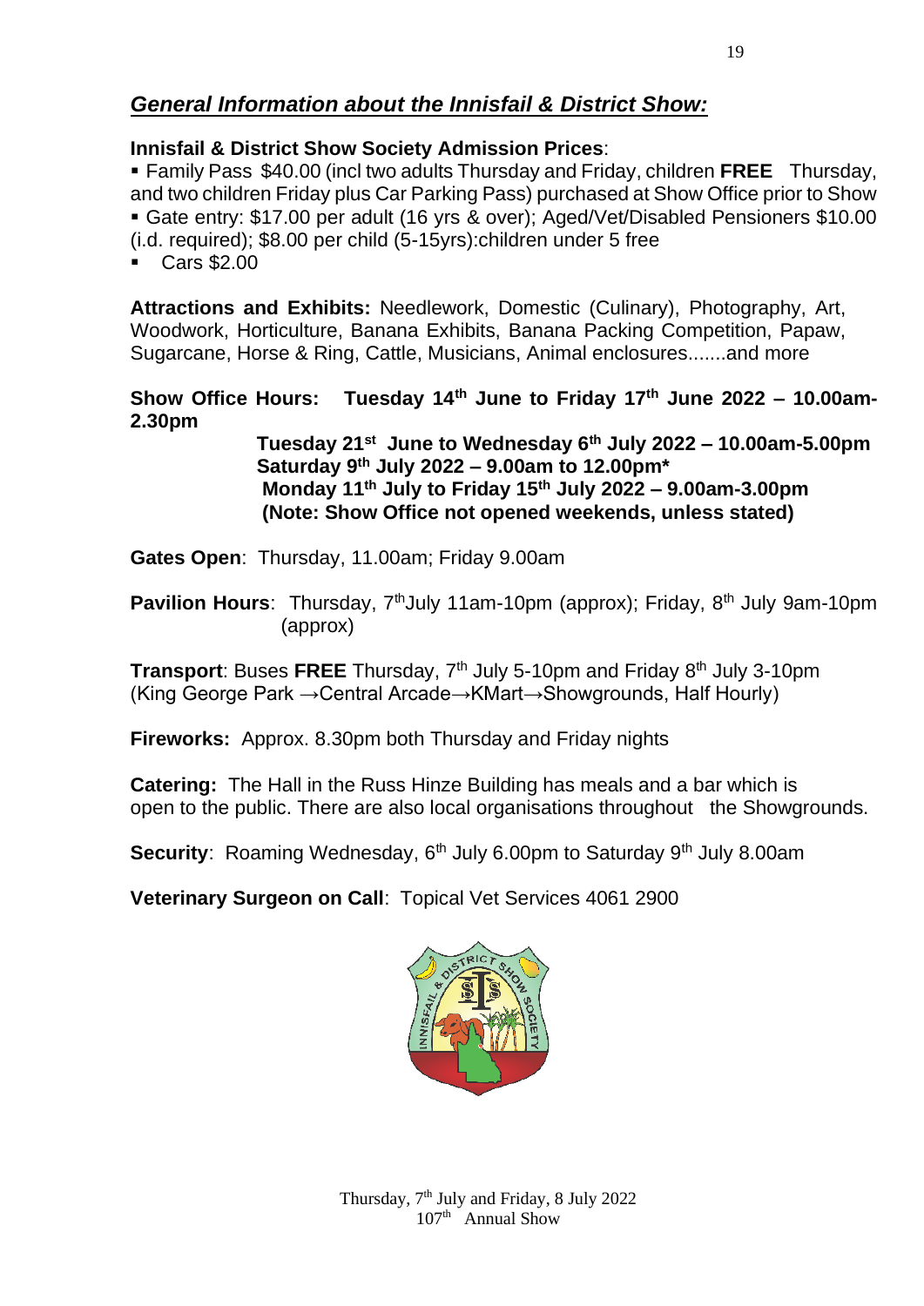## *General Information about the Innisfail & District Show:*

**Innisfail & District Show Society Admission Prices**:

- Family Pass $40.00 (incl two adults Thursday and Friday, children **FREE** Thursday, and two children Friday plus Car Parking Pass) purchased at Show Office prior to Show
- Gate entry: $17.00 per adult (16 yrs & over); Aged/Vet/Disabled Pensioners $10.00 (i.d. required); $8.00 per child (5-15yrs):children under 5 free
- Cars $2.00

**Attractions and Exhibits:** Needlework, Domestic (Culinary), Photography, Art, Woodwork, Horticulture, Banana Exhibits, Banana Packing Competition, Papaw, Sugarcane, Horse & Ring, Cattle, Musicians, Animal enclosures.......and more

**Show Office Hours: Tuesday 14th June to Friday 17th June 2022 – 10.00am-2.30pm**
**Tuesday 21st June to Wednesday 6th July 2022 – 10.00am-5.00pm**
**Saturday 9th July 2022 – 9.00am to 12.00pm***
**Monday 11th July to Friday 15th July 2022 – 9.00am-3.00pm**
**(Note: Show Office not opened weekends, unless stated)**

**Gates Open**: Thursday, 11.00am; Friday 9.00am

**Pavilion Hours**: Thursday, 7th July 11am-10pm (approx); Friday, 8th July 9am-10pm (approx)

**Transport**: Buses **FREE** Thursday, 7th July 5-10pm and Friday 8th July 3-10pm (King George Park →Central Arcade→KMart→Showgrounds, Half Hourly)

**Fireworks:** Approx. 8.30pm both Thursday and Friday nights

**Catering:** The Hall in the Russ Hinze Building has meals and a bar which is open to the public. There are also local organisations throughout the Showgrounds.

**Security**: Roaming Wednesday, 6th July 6.00pm to Saturday 9th July 8.00am

**Veterinary Surgeon on Call**: Topical Vet Services 4061 2900

Thursday, 7th July and Friday, 8 July 2022
107th Annual Show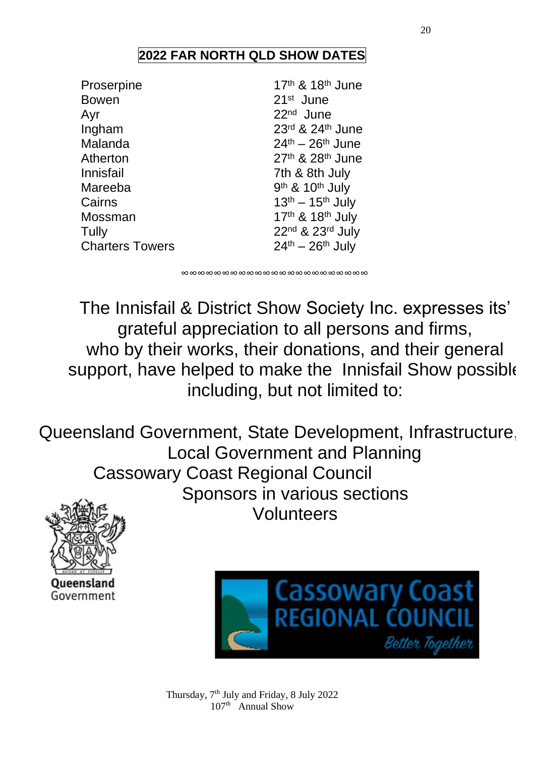## 2022 FAR NORTH QLD SHOW DATES

| | |
|---|---|
| Proserpine | 17th & 18th June |
| Bowen | 21st June |
| Ayr | 22nd June |
| Ingham | 23rd & 24th June |
| Malanda | 24th – 26th June |
| Atherton | 27th & 28th June |
| Innisfail | 7th & 8th July |
| Mareeba | 9th & 10th July |
| Cairns | 13th – 15th July |
| Mossman | 17th & 18th July |
| Tully | 22nd & 23rd July |
| Charters Towers | 24th – 26th July |

∞∞∞∞∞∞∞∞∞∞∞∞∞∞∞∞∞∞∞∞∞∞∞∞∞∞∞∞∞

The Innisfail & District Show Society Inc. expresses its' grateful appreciation to all persons and firms, who by their works, their donations, and their general support, have helped to make the Innisfail Show possible including, but not limited to:

Queensland Government, State Development, Infrastructure, Local Government and Planning

Cassowary Coast Regional Council

Sponsors in various sections

Volunteers

Queensland Government

Cassowary Coast REGIONAL COUNCIL *Better Together*

Thursday, 7th July and Friday, 8 July 2022
107th Annual Show